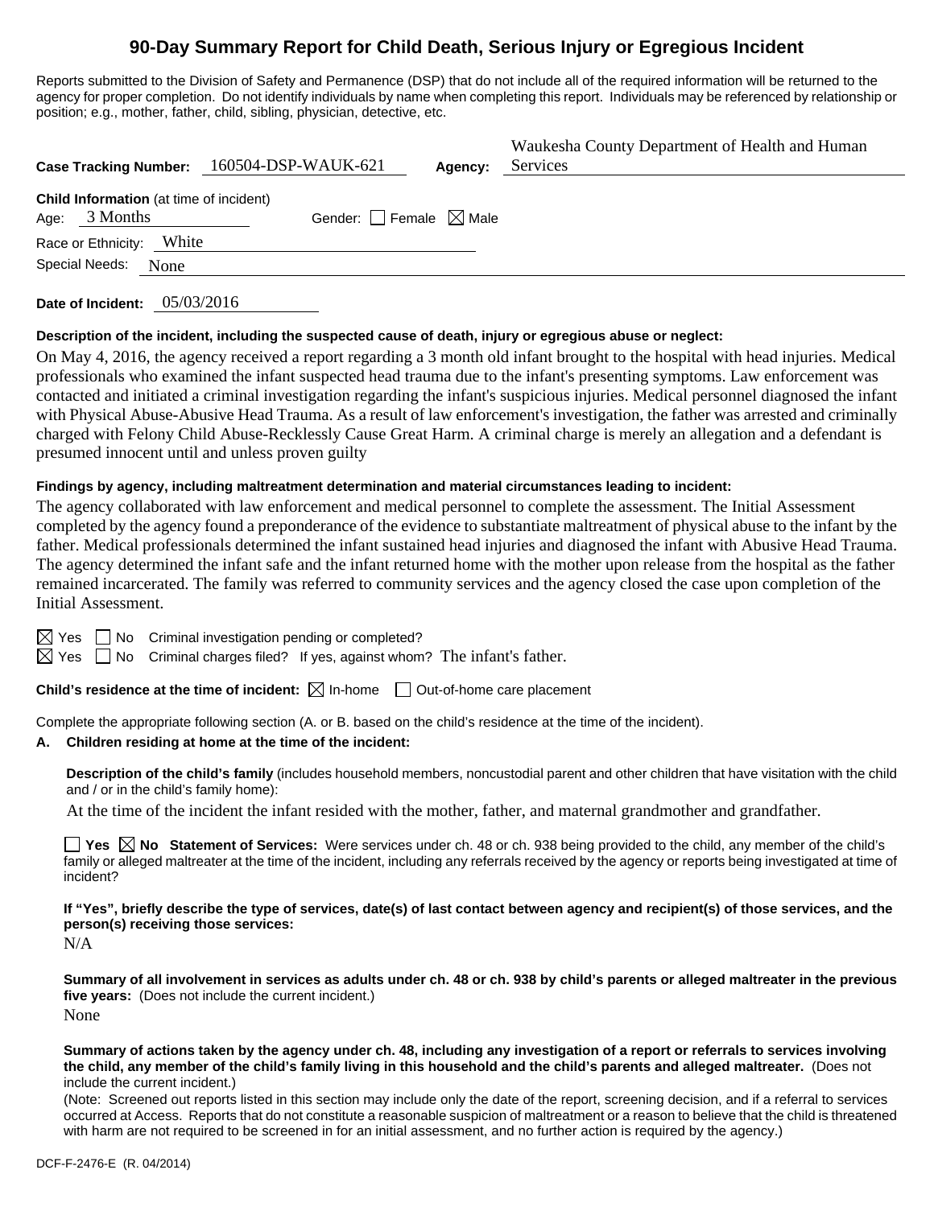# 90-Day Summary Report for Child Death, Serious Injury or Egregious Incident

Reports submitted to the Division of Safety and Permanence (DSP) that do not include all of the required information will be returned to the agency for proper completion. Do not identify individuals by name when completing this report. Individuals may be referenced by relationship or position; e.g., mother, father, child, sibling, physician, detective, etc.

**Case Tracking Number:** 160504-DSP-WAUK-621 **Agency:** Waukesha County Department of Health and Human Services

**Child Information** (at time of incident)
Age: 3 Months Gender: ☐ Female ☒ Male
Race or Ethnicity: White
Special Needs: None

**Date of Incident:** 05/03/2016

**Description of the incident, including the suspected cause of death, injury or egregious abuse or neglect:**

On May 4, 2016, the agency received a report regarding a 3 month old infant brought to the hospital with head injuries. Medical professionals who examined the infant suspected head trauma due to the infant's presenting symptoms. Law enforcement was contacted and initiated a criminal investigation regarding the infant's suspicious injuries. Medical personnel diagnosed the infant with Physical Abuse-Abusive Head Trauma. As a result of law enforcement's investigation, the father was arrested and criminally charged with Felony Child Abuse-Recklessly Cause Great Harm. A criminal charge is merely an allegation and a defendant is presumed innocent until and unless proven guilty

**Findings by agency, including maltreatment determination and material circumstances leading to incident:**

The agency collaborated with law enforcement and medical personnel to complete the assessment. The Initial Assessment completed by the agency found a preponderance of the evidence to substantiate maltreatment of physical abuse to the infant by the father. Medical professionals determined the infant sustained head injuries and diagnosed the infant with Abusive Head Trauma. The agency determined the infant safe and the infant returned home with the mother upon release from the hospital as the father remained incarcerated. The family was referred to community services and the agency closed the case upon completion of the Initial Assessment.

☒ Yes ☐ No Criminal investigation pending or completed?
☒ Yes ☐ No Criminal charges filed? If yes, against whom? The infant's father.

**Child's residence at the time of incident:** ☒ In-home ☐ Out-of-home care placement

Complete the appropriate following section (A. or B. based on the child's residence at the time of the incident).

**A. Children residing at home at the time of the incident:**

**Description of the child's family** (includes household members, noncustodial parent and other children that have visitation with the child and / or in the child's family home):

At the time of the incident the infant resided with the mother, father, and maternal grandmother and grandfather.

☐ **Yes** ☒ **No Statement of Services:** Were services under ch. 48 or ch. 938 being provided to the child, any member of the child's family or alleged maltreater at the time of the incident, including any referrals received by the agency or reports being investigated at time of incident?

**If "Yes", briefly describe the type of services, date(s) of last contact between agency and recipient(s) of those services, and the person(s) receiving those services:**

N/A

**Summary of all involvement in services as adults under ch. 48 or ch. 938 by child's parents or alleged maltreater in the previous five years:** (Does not include the current incident.)

None

**Summary of actions taken by the agency under ch. 48, including any investigation of a report or referrals to services involving the child, any member of the child's family living in this household and the child's parents and alleged maltreater.** (Does not include the current incident.)

(Note: Screened out reports listed in this section may include only the date of the report, screening decision, and if a referral to services occurred at Access. Reports that do not constitute a reasonable suspicion of maltreatment or a reason to believe that the child is threatened with harm are not required to be screened in for an initial assessment, and no further action is required by the agency.)

DCF-F-2476-E (R. 04/2014)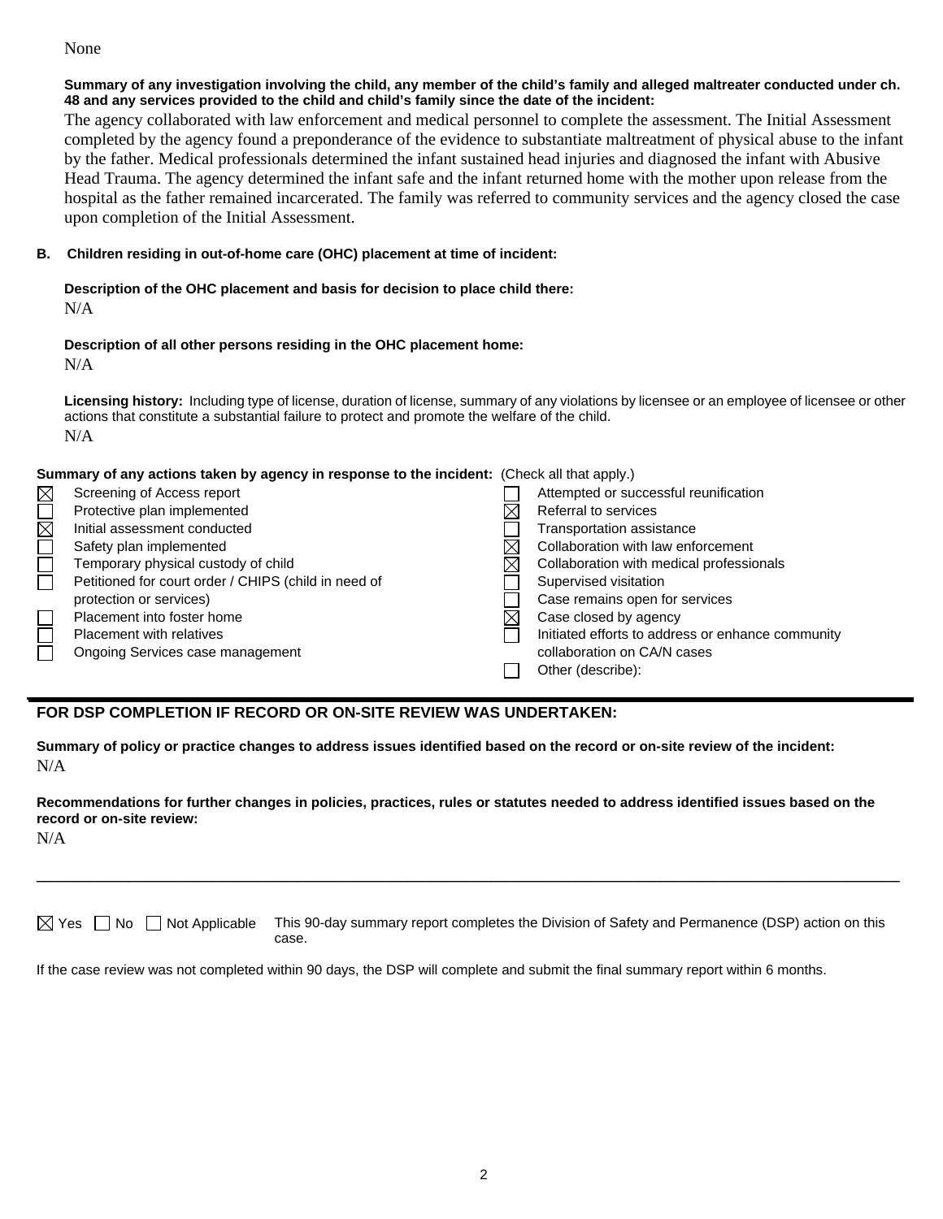None

**Summary of any investigation involving the child, any member of the child's family and alleged maltreater conducted under ch. 48 and any services provided to the child and child's family since the date of the incident:**

The agency collaborated with law enforcement and medical personnel to complete the assessment. The Initial Assessment completed by the agency found a preponderance of the evidence to substantiate maltreatment of physical abuse to the infant by the father. Medical professionals determined the infant sustained head injuries and diagnosed the infant with Abusive Head Trauma. The agency determined the infant safe and the infant returned home with the mother upon release from the hospital as the father remained incarcerated. The family was referred to community services and the agency closed the case upon completion of the Initial Assessment.

**B. Children residing in out-of-home care (OHC) placement at time of incident:**

**Description of the OHC placement and basis for decision to place child there:**

N/A

**Description of all other persons residing in the OHC placement home:**

N/A

**Licensing history:** Including type of license, duration of license, summary of any violations by licensee or an employee of licensee or other actions that constitute a substantial failure to protect and promote the welfare of the child.

N/A

**Summary of any actions taken by agency in response to the incident:** (Check all that apply.)

- ☒ Screening of Access report
- ☐ Protective plan implemented
- ☒ Initial assessment conducted
- ☐ Safety plan implemented
- ☐ Temporary physical custody of child
- ☐ Petitioned for court order / CHIPS (child in need of protection or services)
- ☐ Placement into foster home
- ☐ Placement with relatives
- ☐ Ongoing Services case management
- ☐ Attempted or successful reunification
- ☒ Referral to services
- ☐ Transportation assistance
- ☒ Collaboration with law enforcement
- ☒ Collaboration with medical professionals
- ☐ Supervised visitation
- ☐ Case remains open for services
- ☒ Case closed by agency
- ☐ Initiated efforts to address or enhance community collaboration on CA/N cases
- ☐ Other (describe):

## FOR DSP COMPLETION IF RECORD OR ON-SITE REVIEW WAS UNDERTAKEN:

**Summary of policy or practice changes to address issues identified based on the record or on-site review of the incident:**

N/A

**Recommendations for further changes in policies, practices, rules or statutes needed to address identified issues based on the record or on-site review:**

N/A

---

☒ Yes ☐ No ☐ Not Applicable This 90-day summary report completes the Division of Safety and Permanence (DSP) action on this case.

If the case review was not completed within 90 days, the DSP will complete and submit the final summary report within 6 months.